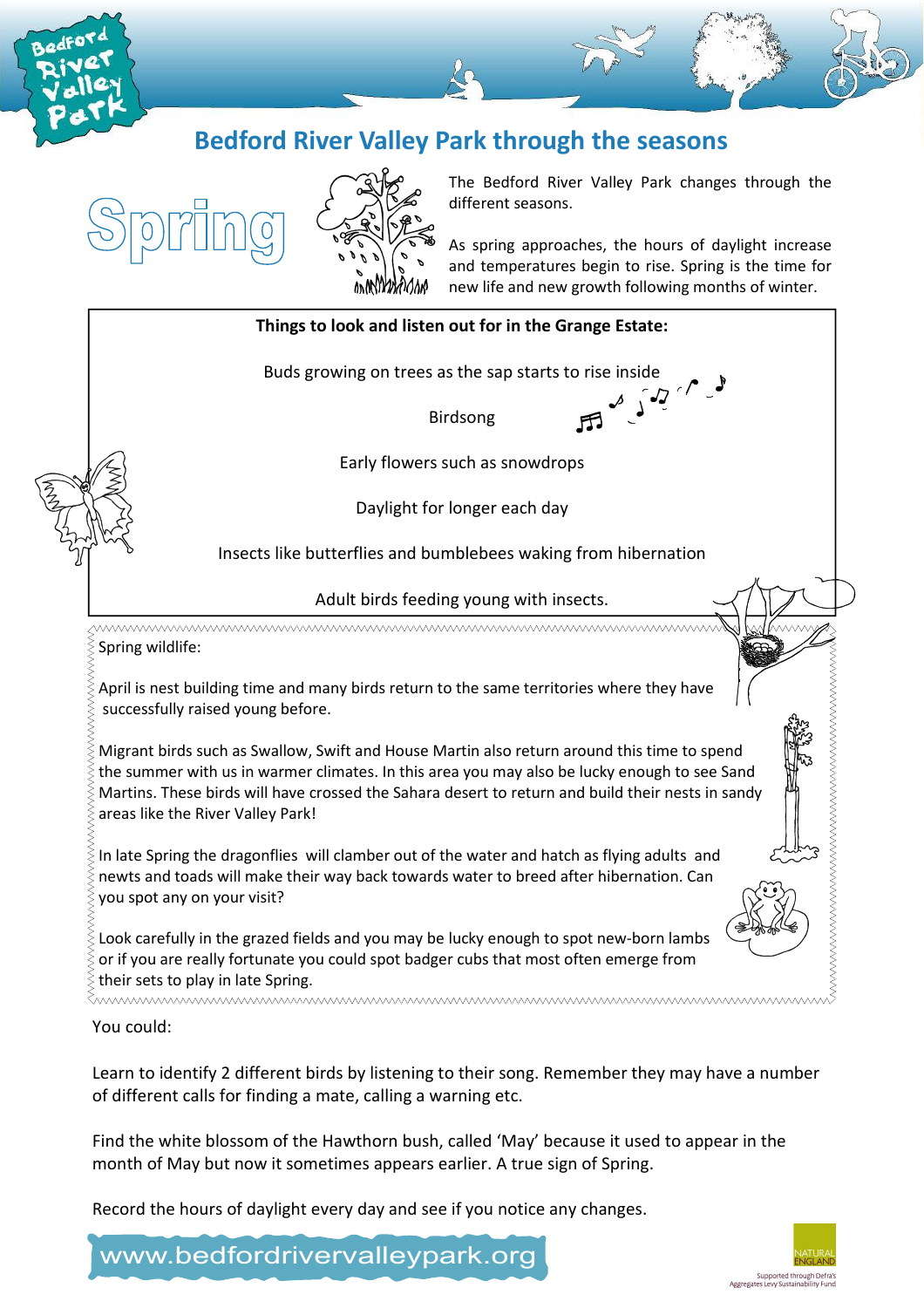# Bedford River Valley Park through the seasons

## Spring

The Bedford River Valley Park changes through the different seasons.

As spring approaches, the hours of daylight increase and temperatures begin to rise. Spring is the time for new life and new growth following months of winter.

**Things to look and listen out for in the Grange Estate:**

Buds growing on trees as the sap starts to rise inside

Birdsong

Early flowers such as snowdrops

Daylight for longer each day

Insects like butterflies and bumblebees waking from hibernation

Adult birds feeding young with insects.

Spring wildlife:

April is nest building time and many birds return to the same territories where they have successfully raised young before.

Migrant birds such as Swallow, Swift and House Martin also return around this time to spend the summer with us in warmer climates. In this area you may also be lucky enough to see Sand Martins. These birds will have crossed the Sahara desert to return and build their nests in sandy areas like the River Valley Park!

In late Spring the dragonflies will clamber out of the water and hatch as flying adults and newts and toads will make their way back towards water to breed after hibernation. Can you spot any on your visit?

Look carefully in the grazed fields and you may be lucky enough to spot new-born lambs or if you are really fortunate you could spot badger cubs that most often emerge from their sets to play in late Spring.

You could:

Learn to identify 2 different birds by listening to their song. Remember they may have a number of different calls for finding a mate, calling a warning etc.

Find the white blossom of the Hawthorn bush, called 'May' because it used to appear in the month of May but now it sometimes appears earlier. A true sign of Spring.

Record the hours of daylight every day and see if you notice any changes.

www.bedfordrivervalleypark.org

Supported through Defra's Aggregates Levy Sustainability Fund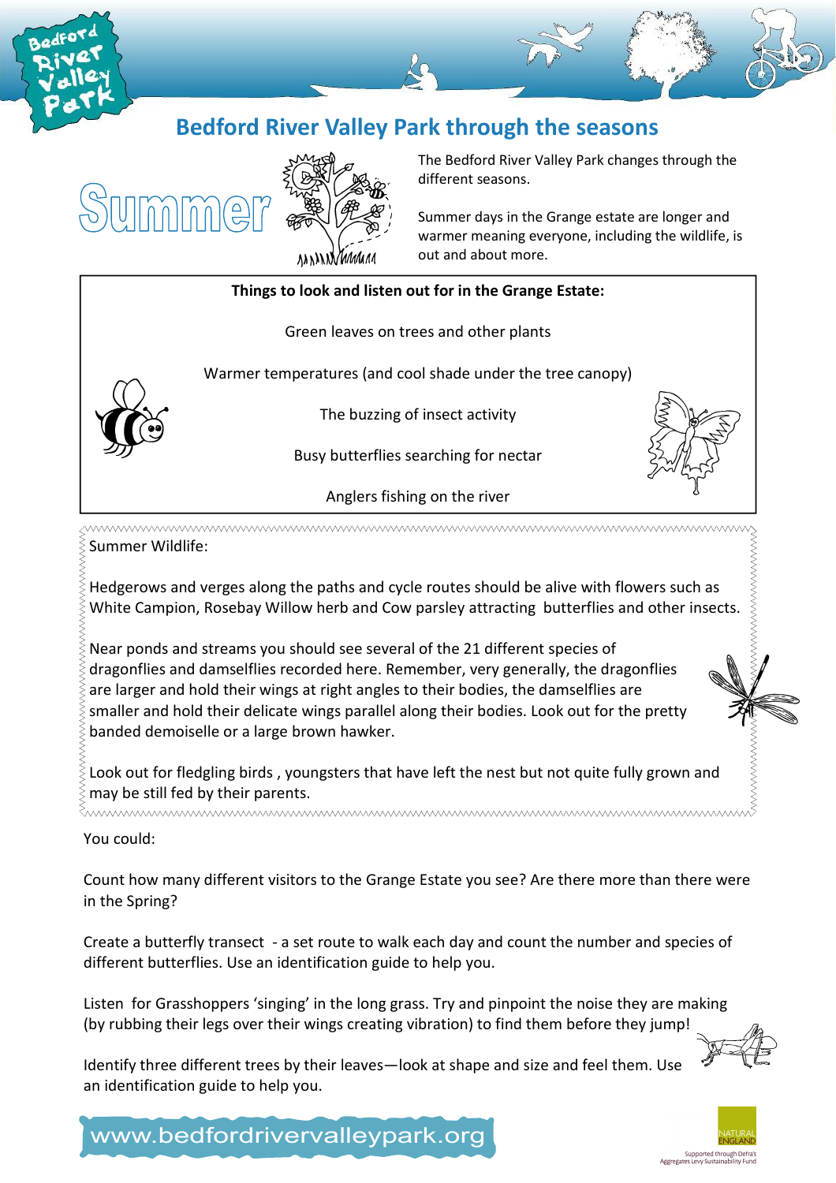# Bedford River Valley Park through the seasons

## Summer

The Bedford River Valley Park changes through the different seasons.

Summer days in the Grange estate are longer and warmer meaning everyone, including the wildlife, is out and about more.

**Things to look and listen out for in the Grange Estate:**

Green leaves on trees and other plants

Warmer temperatures (and cool shade under the tree canopy)

The buzzing of insect activity

Busy butterflies searching for nectar

Anglers fishing on the river

Summer Wildlife:

Hedgerows and verges along the paths and cycle routes should be alive with flowers such as White Campion, Rosebay Willow herb and Cow parsley attracting butterflies and other insects.

Near ponds and streams you should see several of the 21 different species of dragonflies and damselflies recorded here. Remember, very generally, the dragonflies are larger and hold their wings at right angles to their bodies, the damselflies are smaller and hold their delicate wings parallel along their bodies. Look out for the pretty banded demoiselle or a large brown hawker.

Look out for fledgling birds , youngsters that have left the nest but not quite fully grown and may be still fed by their parents.

You could:

Count how many different visitors to the Grange Estate you see? Are there more than there were in the Spring?

Create a butterfly transect - a set route to walk each day and count the number and species of different butterflies. Use an identification guide to help you.

Listen for Grasshoppers 'singing' in the long grass. Try and pinpoint the noise they are making (by rubbing their legs over their wings creating vibration) to find them before they jump!

Identify three different trees by their leaves—look at shape and size and feel them. Use an identification guide to help you.

www.bedfordrivervalleypark.org

Supported through Defra's Aggregates Levy Sustainability Fund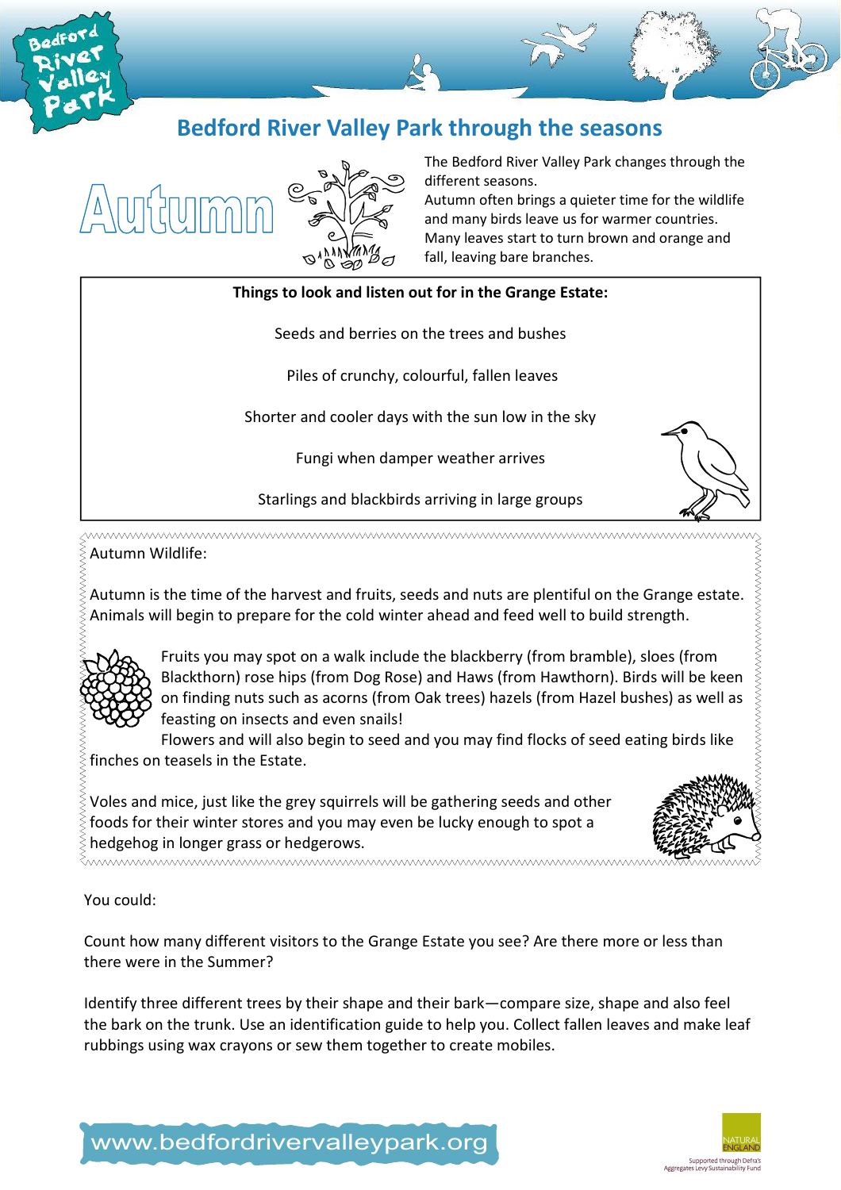# Bedford River Valley Park through the seasons

## Autumn

The Bedford River Valley Park changes through the different seasons.
Autumn often brings a quieter time for the wildlife and many birds leave us for warmer countries.
Many leaves start to turn brown and orange and fall, leaving bare branches.

**Things to look and listen out for in the Grange Estate:**

Seeds and berries on the trees and bushes

Piles of crunchy, colourful, fallen leaves

Shorter and cooler days with the sun low in the sky

Fungi when damper weather arrives

Starlings and blackbirds arriving in large groups

Autumn Wildlife:

Autumn is the time of the harvest and fruits, seeds and nuts are plentiful on the Grange estate. Animals will begin to prepare for the cold winter ahead and feed well to build strength.

Fruits you may spot on a walk include the blackberry (from bramble), sloes (from Blackthorn) rose hips (from Dog Rose) and Haws (from Hawthorn). Birds will be keen on finding nuts such as acorns (from Oak trees) hazels (from Hazel bushes) as well as feasting on insects and even snails!

Flowers and will also begin to seed and you may find flocks of seed eating birds like finches on teasels in the Estate.

Voles and mice, just like the grey squirrels will be gathering seeds and other foods for their winter stores and you may even be lucky enough to spot a hedgehog in longer grass or hedgerows.

You could:

Count how many different visitors to the Grange Estate you see? Are there more or less than there were in the Summer?

Identify three different trees by their shape and their bark—compare size, shape and also feel the bark on the trunk. Use an identification guide to help you. Collect fallen leaves and make leaf rubbings using wax crayons or sew them together to create mobiles.

www.bedfordrivervalleypark.org

Supported through Defra's Aggregates Levy Sustainability Fund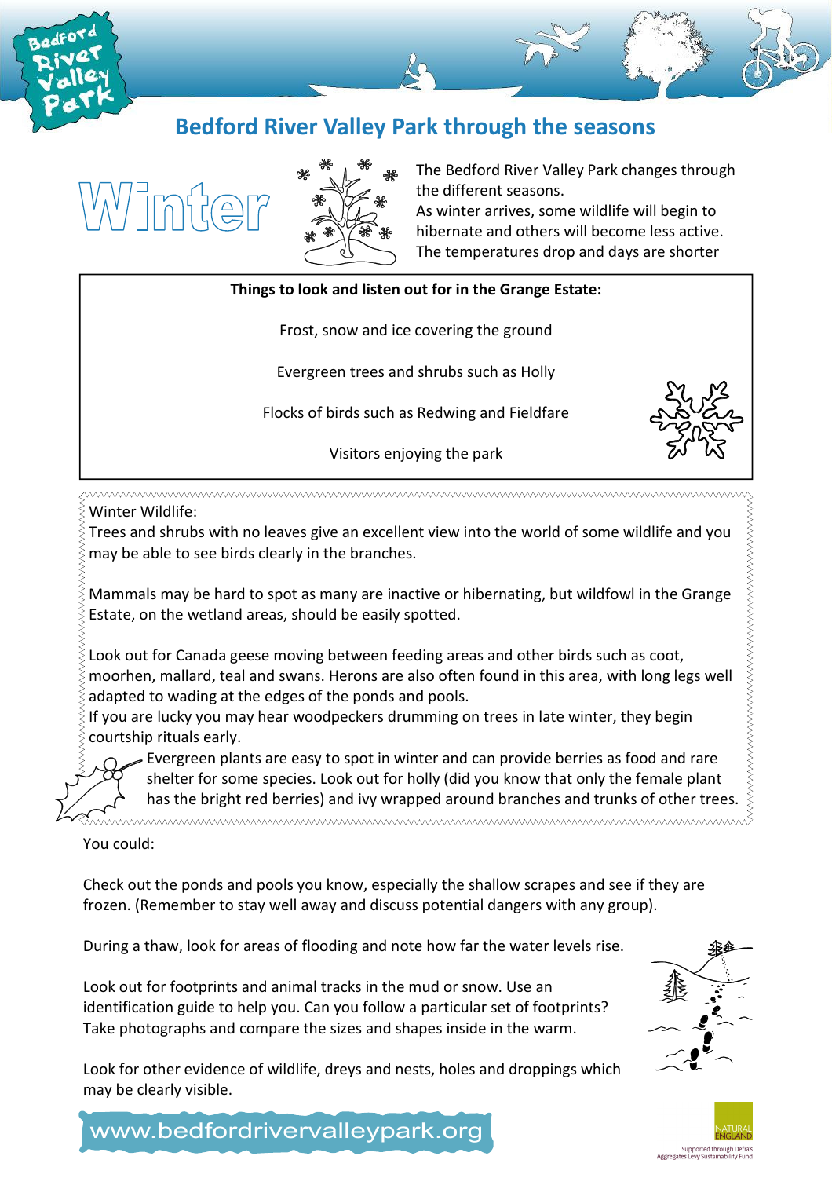# Bedford River Valley Park through the seasons

## Winter

The Bedford River Valley Park changes through the different seasons.
As winter arrives, some wildlife will begin to hibernate and others will become less active. The temperatures drop and days are shorter

**Things to look and listen out for in the Grange Estate:**

Frost, snow and ice covering the ground

Evergreen trees and shrubs such as Holly

Flocks of birds such as Redwing and Fieldfare

Visitors enjoying the park

Winter Wildlife:
Trees and shrubs with no leaves give an excellent view into the world of some wildlife and you may be able to see birds clearly in the branches.

Mammals may be hard to spot as many are inactive or hibernating, but wildfowl in the Grange Estate, on the wetland areas, should be easily spotted.

Look out for Canada geese moving between feeding areas and other birds such as coot, moorhen, mallard, teal and swans. Herons are also often found in this area, with long legs well adapted to wading at the edges of the ponds and pools.
If you are lucky you may hear woodpeckers drumming on trees in late winter, they begin courtship rituals early.

Evergreen plants are easy to spot in winter and can provide berries as food and rare shelter for some species. Look out for holly (did you know that only the female plant has the bright red berries) and ivy wrapped around branches and trunks of other trees.

You could:

Check out the ponds and pools you know, especially the shallow scrapes and see if they are frozen. (Remember to stay well away and discuss potential dangers with any group).

During a thaw, look for areas of flooding and note how far the water levels rise.

Look out for footprints and animal tracks in the mud or snow. Use an identification guide to help you. Can you follow a particular set of footprints? Take photographs and compare the sizes and shapes inside in the warm.

Look for other evidence of wildlife, dreys and nests, holes and droppings which may be clearly visible.

www.bedfordrivervalleypark.org

Supported through Defra's Aggregates Levy Sustainability Fund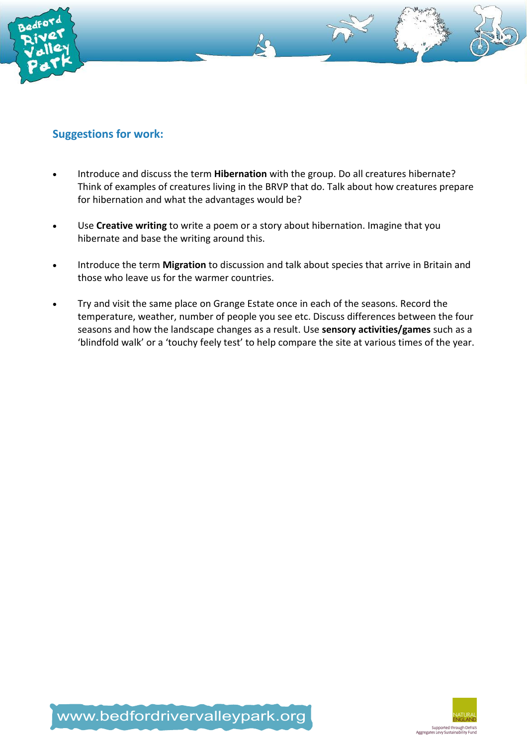## Suggestions for work:

- Introduce and discuss the term **Hibernation** with the group. Do all creatures hibernate? Think of examples of creatures living in the BRVP that do. Talk about how creatures prepare for hibernation and what the advantages would be?

- Use **Creative writing** to write a poem or a story about hibernation. Imagine that you hibernate and base the writing around this.

- Introduce the term **Migration** to discussion and talk about species that arrive in Britain and those who leave us for the warmer countries.

- Try and visit the same place on Grange Estate once in each of the seasons. Record the temperature, weather, number of people you see etc. Discuss differences between the four seasons and how the landscape changes as a result. Use **sensory activities/games** such as a 'blindfold walk' or a 'touchy feely test' to help compare the site at various times of the year.